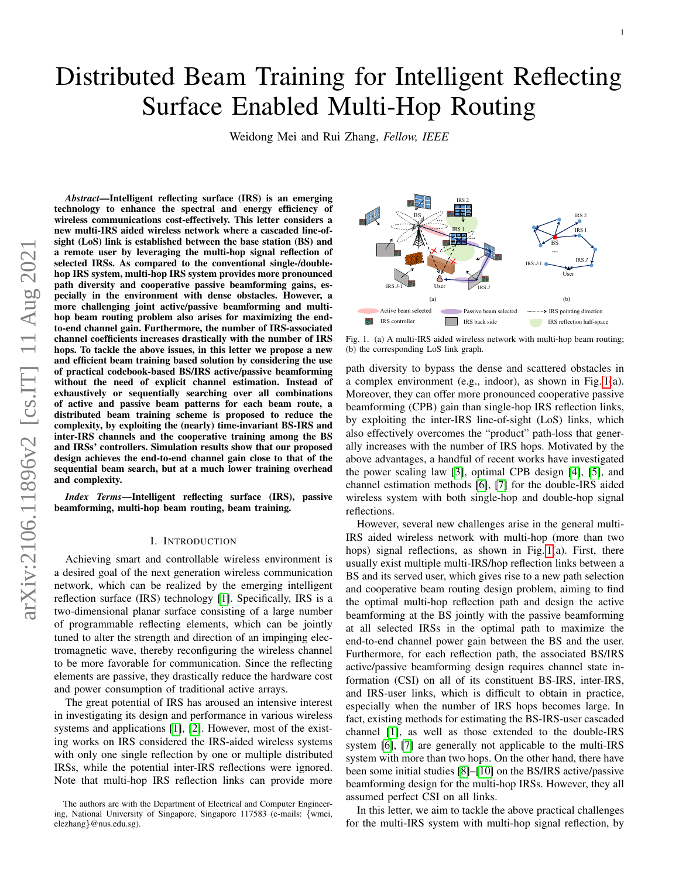# Distributed Beam Training for Intelligent Reflecting Surface Enabled Multi-Hop Routing

Weidong Mei and Rui Zhang, *Fellow, IEEE*

***Abstract*—Intelligent reflecting surface (IRS) is an emerging technology to enhance the spectral and energy efficiency of wireless communications cost-effectively. This letter considers a new multi-IRS aided wireless network where a cascaded line-of-sight (LoS) link is established between the base station (BS) and a remote user by leveraging the multi-hop signal reflection of selected IRSs. As compared to the conventional single-/double-hop IRS system, multi-hop IRS system provides more pronounced path diversity and cooperative passive beamforming gains, especially in the environment with dense obstacles. However, a more challenging joint active/passive beamforming and multi-hop beam routing problem also arises for maximizing the end-to-end channel gain. Furthermore, the number of IRS-associated channel coefficients increases drastically with the number of IRS hops. To tackle the above issues, in this letter we propose a new and efficient beam training based solution by considering the use of practical codebook-based BS/IRS active/passive beamforming without the need of explicit channel estimation. Instead of exhaustively or sequentially searching over all combinations of active and passive beam patterns for each beam route, a distributed beam training scheme is proposed to reduce the complexity, by exploiting the (nearly) time-invariant BS-IRS and inter-IRS channels and the cooperative training among the BS and IRSs' controllers. Simulation results show that our proposed design achieves the end-to-end channel gain close to that of the sequential beam search, but at a much lower training overhead and complexity.***

***Index Terms*—Intelligent reflecting surface (IRS), passive beamforming, multi-hop beam routing, beam training.**

## I. Introduction

Achieving smart and controllable wireless environment is a desired goal of the next generation wireless communication network, which can be realized by the emerging intelligent reflection surface (IRS) technology [1]. Specifically, IRS is a two-dimensional planar surface consisting of a large number of programmable reflecting elements, which can be jointly tuned to alter the strength and direction of an impinging electromagnetic wave, thereby reconfiguring the wireless channel to be more favorable for communication. Since the reflecting elements are passive, they drastically reduce the hardware cost and power consumption of traditional active arrays.

The great potential of IRS has aroused an intensive interest in investigating its design and performance in various wireless systems and applications [1], [2]. However, most of the existing works on IRS considered the IRS-aided wireless systems with only one single reflection by one or multiple distributed IRSs, while the potential inter-IRS reflections were ignored. Note that multi-hop IRS reflection links can provide more path diversity to bypass the dense and scattered obstacles in a complex environment (e.g., indoor), as shown in Fig. 1(a). Moreover, they can offer more pronounced cooperative passive beamforming (CPB) gain than single-hop IRS reflection links, by exploiting the inter-IRS line-of-sight (LoS) links, which also effectively overcomes the "product" path-loss that generally increases with the number of IRS hops. Motivated by the above advantages, a handful of recent works have investigated the power scaling law [3], optimal CPB design [4], [5], and channel estimation methods [6], [7] for the double-IRS aided wireless system with both single-hop and double-hop signal reflections.

Fig. 1. (a) A multi-IRS aided wireless network with multi-hop beam routing; (b) the corresponding LoS link graph.

However, several new challenges arise in the general multi-IRS aided wireless network with multi-hop (more than two hops) signal reflections, as shown in Fig. 1(a). First, there usually exist multiple multi-IRS/hop reflection links between a BS and its served user, which gives rise to a new path selection and cooperative beam routing design problem, aiming to find the optimal multi-hop reflection path and design the active beamforming at the BS jointly with the passive beamforming at all selected IRSs in the optimal path to maximize the end-to-end channel power gain between the BS and the user. Furthermore, for each reflection path, the associated BS/IRS active/passive beamforming design requires channel state information (CSI) on all of its constituent BS-IRS, inter-IRS, and IRS-user links, which is difficult to obtain in practice, especially when the number of IRS hops becomes large. In fact, existing methods for estimating the BS-IRS-user cascaded channel [1], as well as those extended to the double-IRS system [6], [7] are generally not applicable to the multi-IRS system with more than two hops. On the other hand, there have been some initial studies [8]–[10] on the BS/IRS active/passive beamforming design for the multi-hop IRSs. However, they all assumed perfect CSI on all links.

In this letter, we aim to tackle the above practical challenges for the multi-IRS system with multi-hop signal reflection, by

The authors are with the Department of Electrical and Computer Engineering, National University of Singapore, Singapore 117583 (e-mails: {wmei, elezhang}@nus.edu.sg).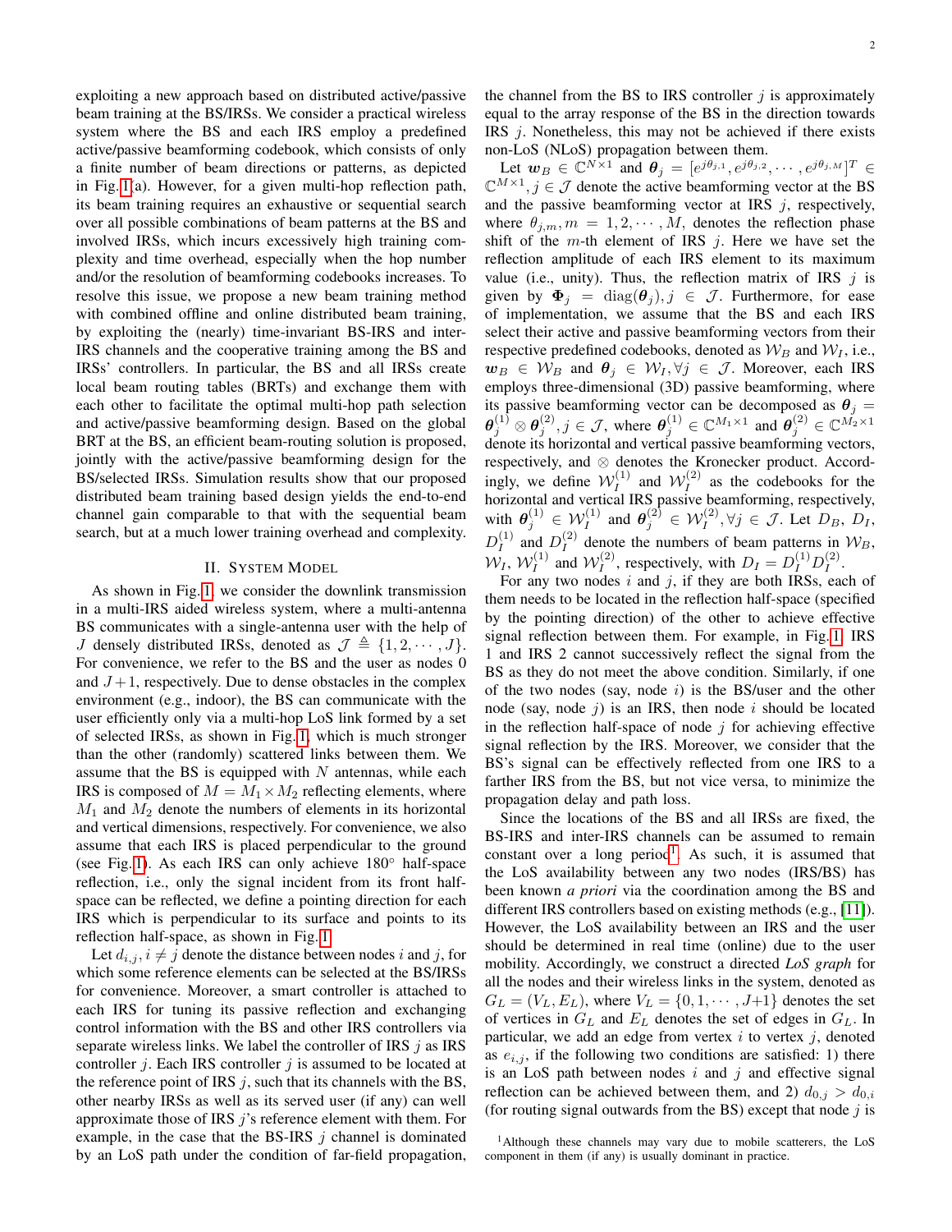exploiting a new approach based on distributed active/passive beam training at the BS/IRSs. We consider a practical wireless system where the BS and each IRS employ a predefined active/passive beamforming codebook, which consists of only a finite number of beam directions or patterns, as depicted in Fig. 1(a). However, for a given multi-hop reflection path, its beam training requires an exhaustive or sequential search over all possible combinations of beam patterns at the BS and involved IRSs, which incurs excessively high training complexity and time overhead, especially when the hop number and/or the resolution of beamforming codebooks increases. To resolve this issue, we propose a new beam training method with combined offline and online distributed beam training, by exploiting the (nearly) time-invariant BS-IRS and inter-IRS channels and the cooperative training among the BS and IRSs' controllers. In particular, the BS and all IRSs create local beam routing tables (BRTs) and exchange them with each other to facilitate the optimal multi-hop path selection and active/passive beamforming design. Based on the global BRT at the BS, an efficient beam-routing solution is proposed, jointly with the active/passive beamforming design for the BS/selected IRSs. Simulation results show that our proposed distributed beam training based design yields the end-to-end channel gain comparable to that with the sequential beam search, but at a much lower training overhead and complexity.

## II. System Model

As shown in Fig. 1, we consider the downlink transmission in a multi-IRS aided wireless system, where a multi-antenna BS communicates with a single-antenna user with the help of $J$ densely distributed IRSs, denoted as $\mathcal{J} \triangleq \{1, 2, \cdots, J\}$. For convenience, we refer to the BS and the user as nodes 0 and $J+1$, respectively. Due to dense obstacles in the complex environment (e.g., indoor), the BS can communicate with the user efficiently only via a multi-hop LoS link formed by a set of selected IRSs, as shown in Fig. 1, which is much stronger than the other (randomly) scattered links between them. We assume that the BS is equipped with $N$ antennas, while each IRS is composed of $M = M_1 \times M_2$ reflecting elements, where $M_1$ and $M_2$ denote the numbers of elements in its horizontal and vertical dimensions, respectively. For convenience, we also assume that each IRS is placed perpendicular to the ground (see Fig. 1). As each IRS can only achieve 180° half-space reflection, i.e., only the signal incident from its front half-space can be reflected, we define a pointing direction for each IRS which is perpendicular to its surface and points to its reflection half-space, as shown in Fig. 1.

Let $d_{i,j}, i \neq j$ denote the distance between nodes $i$ and $j$, for which some reference elements can be selected at the BS/IRSs for convenience. Moreover, a smart controller is attached to each IRS for tuning its passive reflection and exchanging control information with the BS and other IRS controllers via separate wireless links. We label the controller of IRS $j$ as IRS controller $j$. Each IRS controller $j$ is assumed to be located at the reference point of IRS $j$, such that its channels with the BS, other nearby IRSs as well as its served user (if any) can well approximate those of IRS $j$'s reference element with them. For example, in the case that the BS-IRS $j$ channel is dominated by an LoS path under the condition of far-field propagation, the channel from the BS to IRS controller $j$ is approximately equal to the array response of the BS in the direction towards IRS $j$. Nonetheless, this may not be achieved if there exists non-LoS (NLoS) propagation between them.

Let $\boldsymbol{w}_B \in \mathbb{C}^{N \times 1}$ and $\boldsymbol{\theta}_j = [e^{j\theta_{j,1}}, e^{j\theta_{j,2}}, \cdots, e^{j\theta_{j,M}}]^T \in \mathbb{C}^{M \times 1}, j \in \mathcal{J}$ denote the active beamforming vector at the BS and the passive beamforming vector at IRS $j$, respectively, where $\theta_{j,m}, m = 1, 2, \cdots, M$, denotes the reflection phase shift of the $m$-th element of IRS $j$. Here we have set the reflection amplitude of each IRS element to its maximum value (i.e., unity). Thus, the reflection matrix of IRS $j$ is given by $\boldsymbol{\Phi}_j = \mathrm{diag}(\boldsymbol{\theta}_j), j \in \mathcal{J}$. Furthermore, for ease of implementation, we assume that the BS and each IRS select their active and passive beamforming vectors from their respective predefined codebooks, denoted as $\mathcal{W}_B$ and $\mathcal{W}_I$, i.e., $\boldsymbol{w}_B \in \mathcal{W}_B$ and $\boldsymbol{\theta}_j \in \mathcal{W}_I, \forall j \in \mathcal{J}$. Moreover, each IRS employs three-dimensional (3D) passive beamforming, where its passive beamforming vector can be decomposed as $\boldsymbol{\theta}_j = \boldsymbol{\theta}_j^{(1)} \otimes \boldsymbol{\theta}_j^{(2)}, j \in \mathcal{J}$, where $\boldsymbol{\theta}_j^{(1)} \in \mathbb{C}^{M_1 \times 1}$ and $\boldsymbol{\theta}_j^{(2)} \in \mathbb{C}^{M_2 \times 1}$ denote its horizontal and vertical passive beamforming vectors, respectively, and $\otimes$ denotes the Kronecker product. Accordingly, we define $\mathcal{W}_I^{(1)}$ and $\mathcal{W}_I^{(2)}$ as the codebooks for the horizontal and vertical IRS passive beamforming, respectively, with $\boldsymbol{\theta}_j^{(1)} \in \mathcal{W}_I^{(1)}$ and $\boldsymbol{\theta}_j^{(2)} \in \mathcal{W}_I^{(2)}, \forall j \in \mathcal{J}$. Let $D_B$, $D_I$, $D_I^{(1)}$ and $D_I^{(2)}$ denote the numbers of beam patterns in $\mathcal{W}_B$, $\mathcal{W}_I$, $\mathcal{W}_I^{(1)}$ and $\mathcal{W}_I^{(2)}$, respectively, with $D_I = D_I^{(1)} D_I^{(2)}$.

For any two nodes $i$ and $j$, if they are both IRSs, each of them needs to be located in the reflection half-space (specified by the pointing direction) of the other to achieve effective signal reflection between them. For example, in Fig. 1, IRS 1 and IRS 2 cannot successively reflect the signal from the BS as they do not meet the above condition. Similarly, if one of the two nodes (say, node $i$) is the BS/user and the other node (say, node $j$) is an IRS, then node $i$ should be located in the reflection half-space of node $j$ for achieving effective signal reflection by the IRS. Moreover, we consider that the BS's signal can be effectively reflected from one IRS to a farther IRS from the BS, but not vice versa, to minimize the propagation delay and path loss.

Since the locations of the BS and all IRSs are fixed, the BS-IRS and inter-IRS channels can be assumed to remain constant over a long period[1]. As such, it is assumed that the LoS availability between any two nodes (IRS/BS) has been known *a priori* via the coordination among the BS and different IRS controllers based on existing methods (e.g., [11]). However, the LoS availability between an IRS and the user should be determined in real time (online) due to the user mobility. Accordingly, we construct a directed *LoS graph* for all the nodes and their wireless links in the system, denoted as $G_L = (V_L, E_L)$, where $V_L = \{0, 1, \cdots, J+1\}$ denotes the set of vertices in $G_L$ and $E_L$ denotes the set of edges in $G_L$. In particular, we add an edge from vertex $i$ to vertex $j$, denoted as $e_{i,j}$, if the following two conditions are satisfied: 1) there is an LoS path between nodes $i$ and $j$ and effective signal reflection can be achieved between them, and 2) $d_{0,j} > d_{0,i}$ (for routing signal outwards from the BS) except that node $j$ is

[1]Although these channels may vary due to mobile scatterers, the LoS component in them (if any) is usually dominant in practice.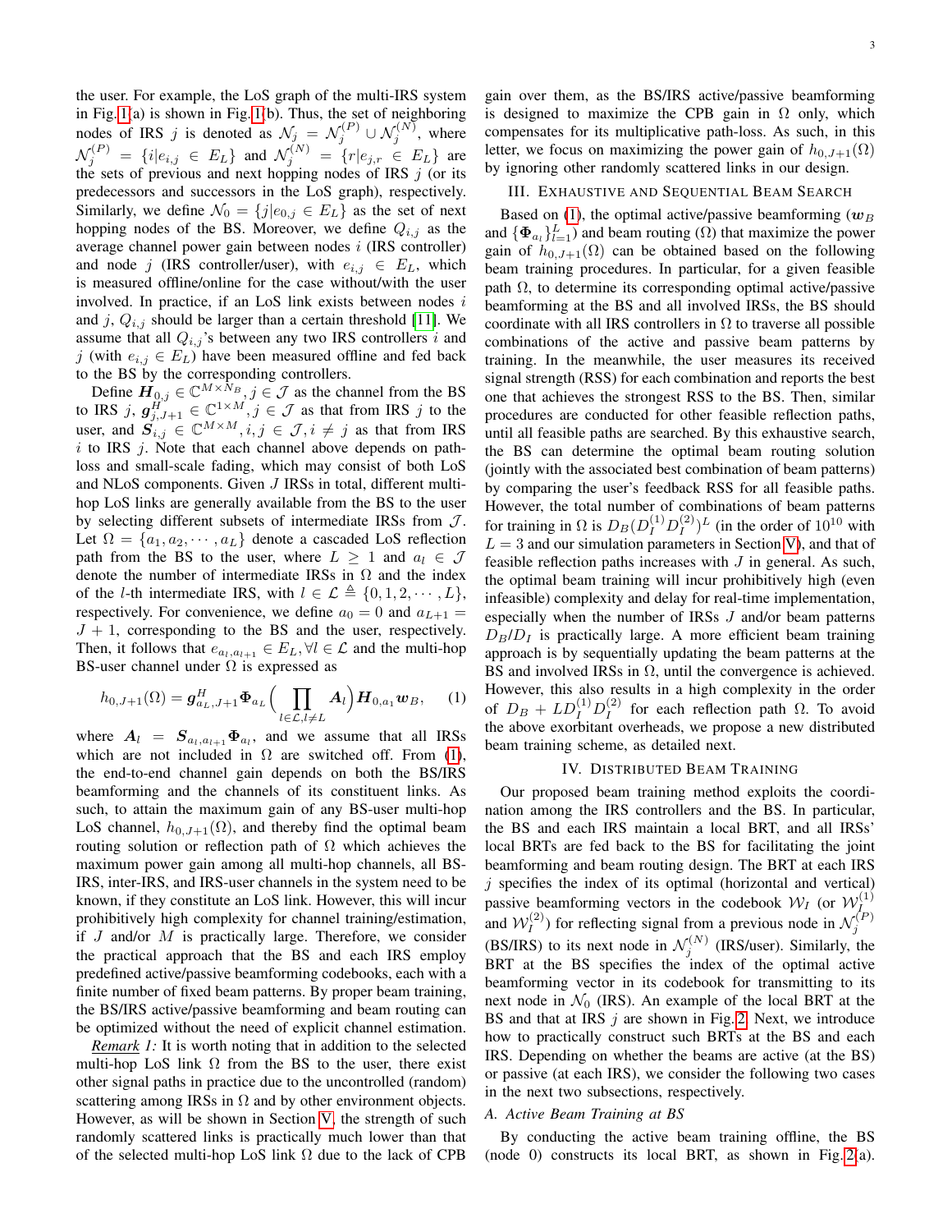the user. For example, the LoS graph of the multi-IRS system in Fig. 1(a) is shown in Fig. 1(b). Thus, the set of neighboring nodes of IRS $j$ is denoted as $\mathcal{N}_j = \mathcal{N}_j^{(P)} \cup \mathcal{N}_j^{(N)}$, where $\mathcal{N}_j^{(P)} = \{i | e_{i,j} \in E_L\}$ and $\mathcal{N}_j^{(N)} = \{r | e_{j,r} \in E_L\}$ are the sets of previous and next hopping nodes of IRS $j$ (or its predecessors and successors in the LoS graph), respectively. Similarly, we define $\mathcal{N}_0 = \{j | e_{0,j} \in E_L\}$ as the set of next hopping nodes of the BS. Moreover, we define $Q_{i,j}$ as the average channel power gain between nodes $i$ (IRS controller) and node $j$ (IRS controller/user), with $e_{i,j} \in E_L$, which is measured offline/online for the case without/with the user involved. In practice, if an LoS link exists between nodes $i$ and $j$, $Q_{i,j}$ should be larger than a certain threshold [11]. We assume that all $Q_{i,j}$'s between any two IRS controllers $i$ and $j$ (with $e_{i,j} \in E_L$) have been measured offline and fed back to the BS by the corresponding controllers.

Define $\boldsymbol{H}_{0,j} \in \mathbb{C}^{M \times N_B}, j \in \mathcal{J}$ as the channel from the BS to IRS $j$, $\boldsymbol{g}_{j,J+1}^H \in \mathbb{C}^{1 \times M}, j \in \mathcal{J}$ as that from IRS $j$ to the user, and $\boldsymbol{S}_{i,j} \in \mathbb{C}^{M \times M}, i, j \in \mathcal{J}, i \neq j$ as that from IRS $i$ to IRS $j$. Note that each channel above depends on path-loss and small-scale fading, which may consist of both LoS and NLoS components. Given $J$ IRSs in total, different multi-hop LoS links are generally available from the BS to the user by selecting different subsets of intermediate IRSs from $\mathcal{J}$. Let $\Omega = \{a_1, a_2, \cdots, a_L\}$ denote a cascaded LoS reflection path from the BS to the user, where $L \geq 1$ and $a_l \in \mathcal{J}$ denote the number of intermediate IRSs in $\Omega$ and the index of the $l$-th intermediate IRS, with $l \in \mathcal{L} \triangleq \{0, 1, 2, \cdots, L\}$, respectively. For convenience, we define $a_0 = 0$ and $a_{L+1} = J + 1$, corresponding to the BS and the user, respectively. Then, it follows that $e_{a_l, a_{l+1}} \in E_L, \forall l \in \mathcal{L}$ and the multi-hop BS-user channel under $\Omega$ is expressed as

$$h_{0,J+1}(\Omega) = \boldsymbol{g}_{a_L,J+1}^H \boldsymbol{\Phi}_{a_L} \Big( \prod_{l \in \mathcal{L}, l \neq L} \boldsymbol{A}_l \Big) \boldsymbol{H}_{0,a_1} \boldsymbol{w}_B, \quad (1)$$

where $\boldsymbol{A}_l = \boldsymbol{S}_{a_l, a_{l+1}} \boldsymbol{\Phi}_{a_l}$, and we assume that all IRSs which are not included in $\Omega$ are switched off. From (1), the end-to-end channel gain depends on both the BS/IRS beamforming and the channels of its constituent links. As such, to attain the maximum gain of any BS-user multi-hop LoS channel, $h_{0,J+1}(\Omega)$, and thereby find the optimal beam routing solution or reflection path of $\Omega$ which achieves the maximum power gain among all multi-hop channels, all BS-IRS, inter-IRS, and IRS-user channels in the system need to be known, if they constitute an LoS link. However, this will incur prohibitively high complexity for channel training/estimation, if $J$ and/or $M$ is practically large. Therefore, we consider the practical approach that the BS and each IRS employ predefined active/passive beamforming codebooks, each with a finite number of fixed beam patterns. By proper beam training, the BS/IRS active/passive beamforming and beam routing can be optimized without the need of explicit channel estimation.

*Remark 1:* It is worth noting that in addition to the selected multi-hop LoS link $\Omega$ from the BS to the user, there exist other signal paths in practice due to the uncontrolled (random) scattering among IRSs in $\Omega$ and by other environment objects. However, as will be shown in Section V, the strength of such randomly scattered links is practically much lower than that of the selected multi-hop LoS link $\Omega$ due to the lack of CPB gain over them, as the BS/IRS active/passive beamforming is designed to maximize the CPB gain in $\Omega$ only, which compensates for its multiplicative path-loss. As such, in this letter, we focus on maximizing the power gain of $h_{0,J+1}(\Omega)$ by ignoring other randomly scattered links in our design.

## III. Exhaustive and Sequential Beam Search

Based on (1), the optimal active/passive beamforming ($\boldsymbol{w}_B$ and $\{\boldsymbol{\Phi}_{a_l}\}_{l=1}^L$) and beam routing ($\Omega$) that maximize the power gain of $h_{0,J+1}(\Omega)$ can be obtained based on the following beam training procedures. In particular, for a given feasible path $\Omega$, to determine its corresponding optimal active/passive beamforming at the BS and all involved IRSs, the BS should coordinate with all IRS controllers in $\Omega$ to traverse all possible combinations of the active and passive beam patterns by training. In the meanwhile, the user measures its received signal strength (RSS) for each combination and reports the best one that achieves the strongest RSS to the BS. Then, similar procedures are conducted for other feasible reflection paths, until all feasible paths are searched. By this exhaustive search, the BS can determine the optimal beam routing solution (jointly with the associated best combination of beam patterns) by comparing the user's feedback RSS for all feasible paths. However, the total number of combinations of beam patterns for training in $\Omega$ is $D_B(D_I^{(1)} D_I^{(2)})^L$ (in the order of $10^{10}$ with $L = 3$ and our simulation parameters in Section V), and that of feasible reflection paths increases with $J$ in general. As such, the optimal beam training will incur prohibitively high (even infeasible) complexity and delay for real-time implementation, especially when the number of IRSs $J$ and/or beam patterns $D_B/D_I$ is practically large. A more efficient beam training approach is by sequentially updating the beam patterns at the BS and involved IRSs in $\Omega$, until the convergence is achieved. However, this also results in a high complexity in the order of $D_B + LD_I^{(1)} D_I^{(2)}$ for each reflection path $\Omega$. To avoid the above exorbitant overheads, we propose a new distributed beam training scheme, as detailed next.

## IV. Distributed Beam Training

Our proposed beam training method exploits the coordination among the IRS controllers and the BS. In particular, the BS and each IRS maintain a local BRT, and all IRSs' local BRTs are fed back to the BS for facilitating the joint beamforming and beam routing design. The BRT at each IRS $j$ specifies the index of its optimal (horizontal and vertical) passive beamforming vectors in the codebook $\mathcal{W}_I$ (or $\mathcal{W}_I^{(1)}$ and $\mathcal{W}_I^{(2)}$) for reflecting signal from a previous node in $\mathcal{N}_j^{(P)}$ (BS/IRS) to its next node in $\mathcal{N}_j^{(N)}$ (IRS/user). Similarly, the BRT at the BS specifies the index of the optimal active beamforming vector in its codebook for transmitting to its next node in $\mathcal{N}_0$ (IRS). An example of the local BRT at the BS and that at IRS $j$ are shown in Fig. 2. Next, we introduce how to practically construct such BRTs at the BS and each IRS. Depending on whether the beams are active (at the BS) or passive (at each IRS), we consider the following two cases in the next two subsections, respectively.

### A. Active Beam Training at BS

By conducting the active beam training offline, the BS (node 0) constructs its local BRT, as shown in Fig. 2(a).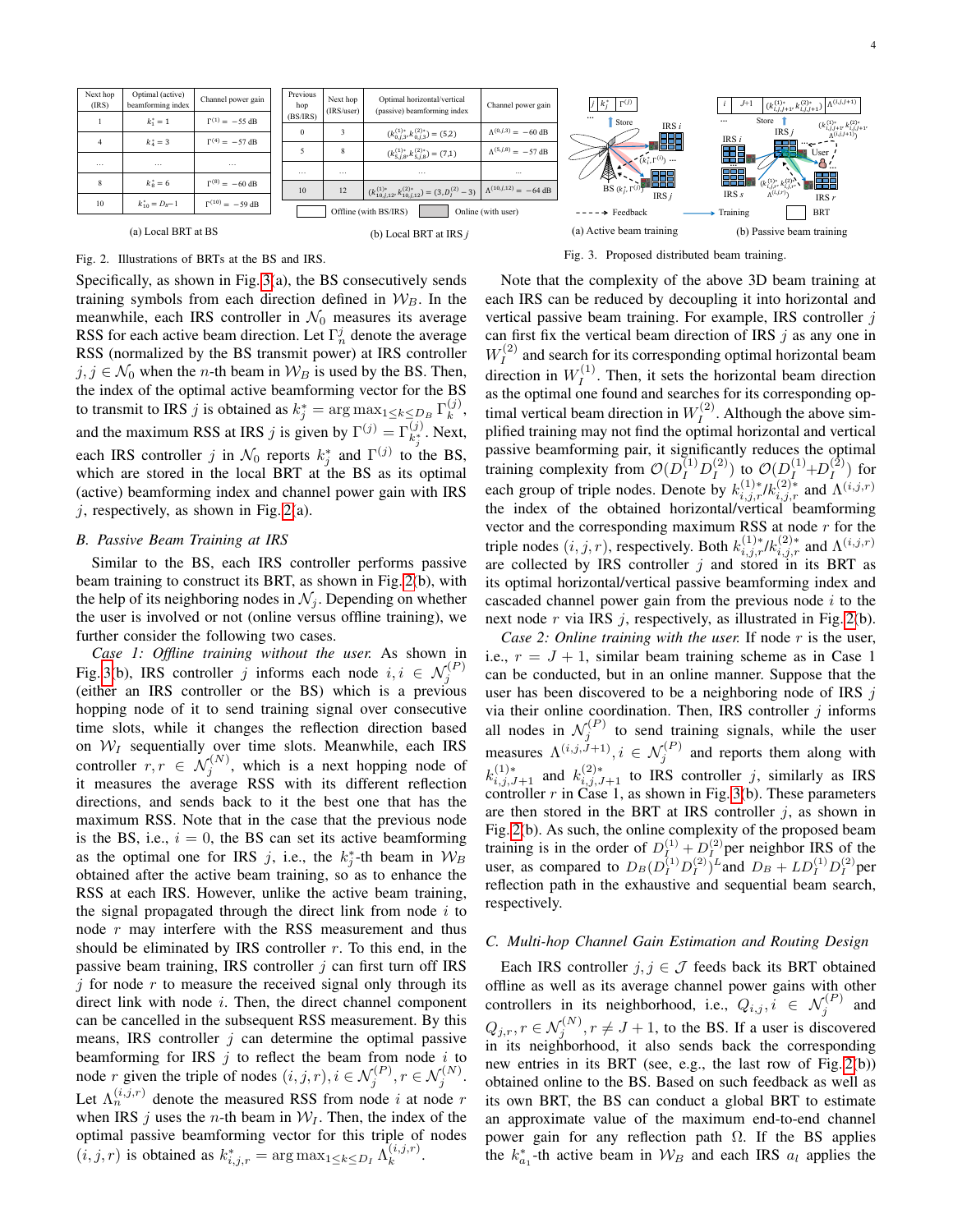| Next hop (IRS) | Optimal (active) beamforming index | Channel power gain |
|---|---|---|
| 1 | $k_1^*=1$ | $\Gamma^{(1)}=-55$ dB |
| 4 | $k_4^*=3$ | $\Gamma^{(4)}=-57$ dB |
| ... | ... | ... |
| 8 | $k_8^*=6$ | $\Gamma^{(8)}=-60$ dB |
| 10 | $k_{10}^*=D_B-1$ | $\Gamma^{(10)}=-59$ dB |

(a) Local BRT at BS

| Previous hop (BS/IRS) | Next hop (IRS/user) | Optimal horizontal/vertical (passive) beamforming index | Channel power gain |
|---|---|---|---|
| 0 | 3 | $(k_{0,j,3}^{(1)*},k_{0,j,3}^{(2)*})=(5,2)$ | $\Lambda^{(0,j,3)}=-60$ dB |
| 5 | 8 | $(k_{5,j,8}^{(1)*},k_{5,j,8}^{(2)*})=(7,1)$ | $\Lambda^{(5,j,8)}=-57$ dB |
| ... | ... | ... | ... |
| 10 | 12 | $(k_{10,j,12}^{(1)*},k_{10,j,12}^{(2)*})=(3,D_I^{(2)}-3)$ | $\Lambda^{(10,j,12)}=-64$ dB |

Offline (with BS/IRS) / Online (with user)

(b) Local BRT at IRS $j$

Fig. 2. Illustrations of BRTs at the BS and IRS.

(a) Active beam training (b) Passive beam training

Fig. 3. Proposed distributed beam training.

Specifically, as shown in Fig. 3(a), the BS consecutively sends training symbols from each direction defined in $\mathcal{W}_B$. In the meanwhile, each IRS controller in $\mathcal{N}_0$ measures its average RSS for each active beam direction. Let $\Gamma_n^j$ denote the average RSS (normalized by the BS transmit power) at IRS controller $j, j\in\mathcal{N}_0$ when the $n$-th beam in $\mathcal{W}_B$ is used by the BS. Then, the index of the optimal active beamforming vector for the BS to transmit to IRS $j$ is obtained as $k_j^*=\arg\max_{1\le k\le D_B}\Gamma_k^{(j)}$, and the maximum RSS at IRS $j$ is given by $\Gamma^{(j)}=\Gamma_{k_j^*}^{(j)}$. Next, each IRS controller $j$ in $\mathcal{N}_0$ reports $k_j^*$ and $\Gamma^{(j)}$ to the BS, which are stored in the local BRT at the BS as its optimal (active) beamforming index and channel power gain with IRS $j$, respectively, as shown in Fig. 2(a).

### B. Passive Beam Training at IRS

Similar to the BS, each IRS controller performs passive beam training to construct its BRT, as shown in Fig. 2(b), with the help of its neighboring nodes in $\mathcal{N}_j$. Depending on whether the user is involved or not (online versus offline training), we further consider the following two cases.

*Case 1: Offline training without the user.* As shown in Fig. 3(b), IRS controller $j$ informs each node $i, i\in\mathcal{N}_j^{(P)}$ (either an IRS controller or the BS) which is a previous hopping node of it to send training signal over consecutive time slots, while it changes the reflection direction based on $\mathcal{W}_I$ sequentially over time slots. Meanwhile, each IRS controller $r, r\in\mathcal{N}_j^{(N)}$, which is a next hopping node of it measures the average RSS with its different reflection directions, and sends back to it the best one that has the maximum RSS. Note that in the case that the previous node is the BS, i.e., $i=0$, the BS can set its active beamforming as the optimal one for IRS $j$, i.e., the $k_j^*$-th beam in $\mathcal{W}_B$ obtained after the active beam training, so as to enhance the RSS at each IRS. However, unlike the active beam training, the signal propagated through the direct link from node $i$ to node $r$ may interfere with the RSS measurement and thus should be eliminated by IRS controller $r$. To this end, in the passive beam training, IRS controller $j$ can first turn off IRS $j$ for node $r$ to measure the received signal only through its direct link with node $i$. Then, the direct channel component can be cancelled in the subsequent RSS measurement. By this means, IRS controller $j$ can determine the optimal passive beamforming for IRS $j$ to reflect the beam from node $i$ to node $r$ given the triple of nodes $(i,j,r), i\in\mathcal{N}_j^{(P)}, r\in\mathcal{N}_j^{(N)}$. Let $\Lambda_n^{(i,j,r)}$ denote the measured RSS from node $i$ at node $r$ when IRS $j$ uses the $n$-th beam in $\mathcal{W}_I$. Then, the index of the optimal passive beamforming vector for this triple of nodes $(i,j,r)$ is obtained as $k_{i,j,r}^*=\arg\max_{1\le k\le D_I}\Lambda_k^{(i,j,r)}$.

Note that the complexity of the above 3D beam training at each IRS can be reduced by decoupling it into horizontal and vertical passive beam training. For example, IRS controller $j$ can first fix the vertical beam direction of IRS $j$ as any one in $W_I^{(2)}$ and search for its corresponding optimal horizontal beam direction in $W_I^{(1)}$. Then, it sets the horizontal beam direction as the optimal one found and searches for its corresponding optimal vertical beam direction in $W_I^{(2)}$. Although the above simplified training may not find the optimal horizontal and vertical passive beamforming pair, it significantly reduces the optimal training complexity from $\mathcal{O}(D_I^{(1)}D_I^{(2)})$ to $\mathcal{O}(D_I^{(1)}+D_I^{(2)})$ for each group of triple nodes. Denote by $k_{i,j,r}^{(1)*}/k_{i,j,r}^{(2)*}$ and $\Lambda^{(i,j,r)}$ the index of the obtained horizontal/vertical beamforming vector and the corresponding maximum RSS at node $r$ for the triple nodes $(i,j,r)$, respectively. Both $k_{i,j,r}^{(1)*}/k_{i,j,r}^{(2)*}$ and $\Lambda^{(i,j,r)}$ are collected by IRS controller $j$ and stored in its BRT as its optimal horizontal/vertical passive beamforming index and cascaded channel power gain from the previous node $i$ to the next node $r$ via IRS $j$, respectively, as illustrated in Fig. 2(b).

*Case 2: Online training with the user.* If node $r$ is the user, i.e., $r=J+1$, similar beam training scheme as in Case 1 can be conducted, but in an online manner. Suppose that the user has been discovered to be a neighboring node of IRS $j$ via their online coordination. Then, IRS controller $j$ informs all nodes in $\mathcal{N}_j^{(P)}$ to send training signals, while the user measures $\Lambda^{(i,j,J+1)}, i\in\mathcal{N}_j^{(P)}$ and reports them along with $k_{i,j,J+1}^{(1)*}$ and $k_{i,j,J+1}^{(2)*}$ to IRS controller $j$, similarly as IRS controller $r$ in Case 1, as shown in Fig. 3(b). These parameters are then stored in the BRT at IRS controller $j$, as shown in Fig. 2(b). As such, the online complexity of the proposed beam training is in the order of $D_I^{(1)}+D_I^{(2)}$ per neighbor IRS of the user, as compared to $D_B(D_I^{(1)}D_I^{(2)})^L$ and $D_B+LD_I^{(1)}D_I^{(2)}$ per reflection path in the exhaustive and sequential beam search, respectively.

### C. Multi-hop Channel Gain Estimation and Routing Design

Each IRS controller $j, j\in\mathcal{J}$ feeds back its BRT obtained offline as well as its average channel power gains with other controllers in its neighborhood, i.e., $Q_{i,j}, i\in\mathcal{N}_j^{(P)}$ and $Q_{j,r}, r\in\mathcal{N}_j^{(N)}, r\neq J+1$, to the BS. If a user is discovered in its neighborhood, it also sends back the corresponding new entries in its BRT (see, e.g., the last row of Fig. 2(b)) obtained online to the BS. Based on such feedback as well as its own BRT, the BS can conduct a global BRT to estimate an approximate value of the maximum end-to-end channel power gain for any reflection path $\Omega$. If the BS applies the $k_{a_1}^*$-th active beam in $\mathcal{W}_B$ and each IRS $a_l$ applies the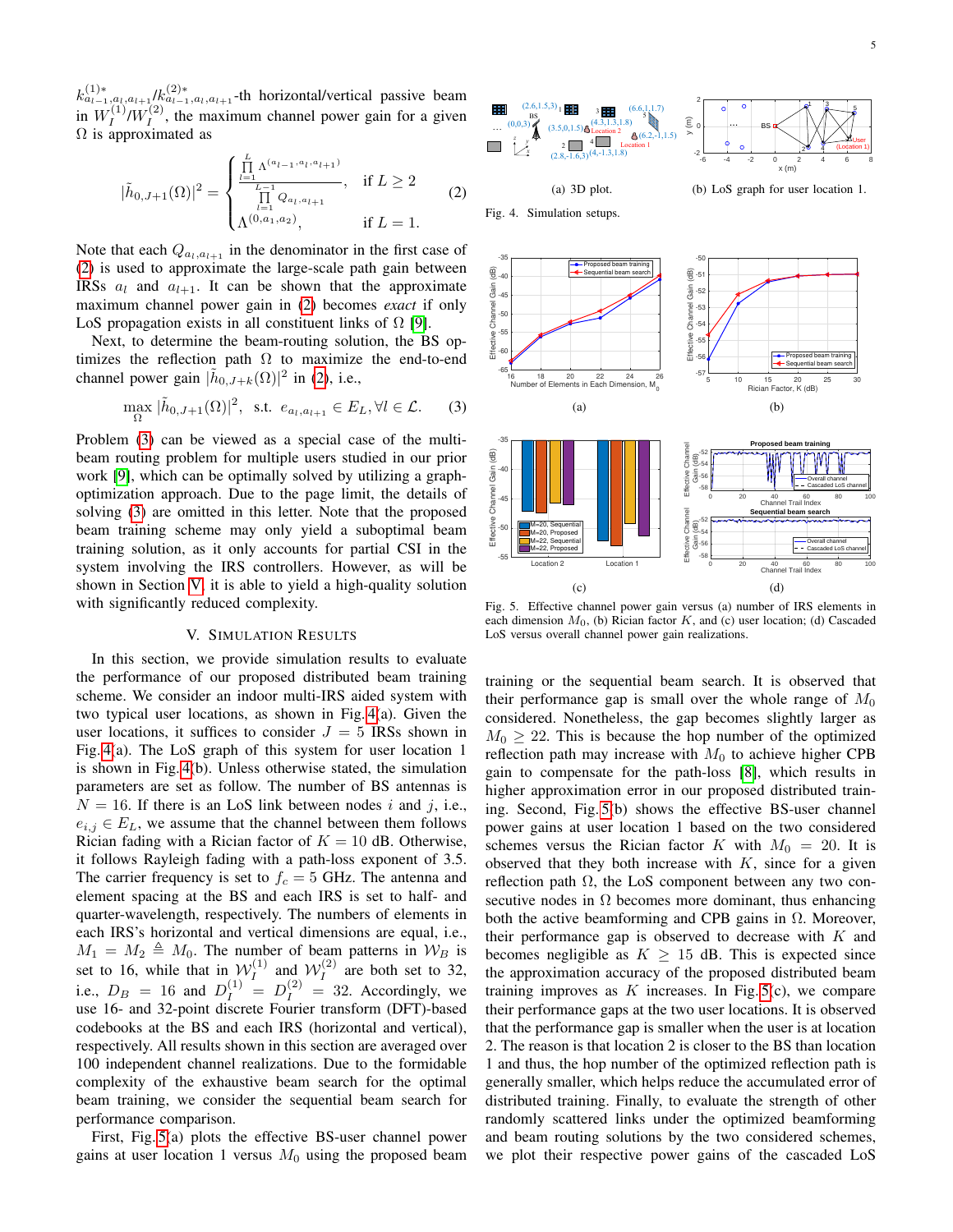$k^{(1)*}_{a_{l-1},a_l,a_{l+1}}/k^{(2)*}_{a_{l-1},a_l,a_{l+1}}$-th horizontal/vertical passive beam in $\mathcal{W}_I^{(1)}/\mathcal{W}_I^{(2)}$, the maximum channel power gain for a given $\Omega$ is approximated as

$$|\tilde{h}_{0,J+1}(\Omega)|^2 = \begin{cases} \dfrac{\prod_{l=1}^{L} \Lambda^{(a_{l-1},a_l,a_{l+1})}}{\prod_{l=1}^{L-1} Q_{a_l,a_{l+1}}}, & \text{if } L \geq 2 \\ \Lambda^{(0,a_1,a_2)}, & \text{if } L = 1. \end{cases} \quad (2)$$

Note that each $Q_{a_l,a_{l+1}}$ in the denominator in the first case of (2) is used to approximate the large-scale path gain between IRSs $a_l$ and $a_{l+1}$. It can be shown that the approximate maximum channel power gain in (2) becomes *exact* if only LoS propagation exists in all constituent links of $\Omega$ [9].

Next, to determine the beam-routing solution, the BS optimizes the reflection path $\Omega$ to maximize the end-to-end channel power gain $|\tilde{h}_{0,J+k}(\Omega)|^2$ in (2), i.e.,

$$\max_{\Omega} |\tilde{h}_{0,J+1}(\Omega)|^2, \quad \text{s.t. } e_{a_l,a_{l+1}} \in E_L, \forall l \in \mathcal{L}. \quad (3)$$

Problem (3) can be viewed as a special case of the multi-beam routing problem for multiple users studied in our prior work [9], which can be optimally solved by utilizing a graph-optimization approach. Due to the page limit, the details of solving (3) are omitted in this letter. Note that the proposed beam training scheme may only yield a suboptimal beam training solution, as it only accounts for partial CSI in the system involving the IRS controllers. However, as will be shown in Section V, it is able to yield a high-quality solution with significantly reduced complexity.

## V. Simulation Results

In this section, we provide simulation results to evaluate the performance of our proposed distributed beam training scheme. We consider an indoor multi-IRS aided system with two typical user locations, as shown in Fig. 4(a). Given the user locations, it suffices to consider $J = 5$ IRSs shown in Fig. 4(a). The LoS graph of this system for user location 1 is shown in Fig. 4(b). Unless otherwise stated, the simulation parameters are set as follow. The number of BS antennas is $N = 16$. If there is an LoS link between nodes $i$ and $j$, i.e., $e_{i,j} \in E_L$, we assume that the channel between them follows Rician fading with a Rician factor of $K = 10$ dB. Otherwise, it follows Rayleigh fading with a path-loss exponent of 3.5. The carrier frequency is set to $f_c = 5$ GHz. The antenna and element spacing at the BS and each IRS is set to half- and quarter-wavelength, respectively. The numbers of elements in each IRS's horizontal and vertical dimensions are equal, i.e., $M_1 = M_2 \triangleq M_0$. The number of beam patterns in $\mathcal{W}_B$ is set to 16, while that in $\mathcal{W}_I^{(1)}$ and $\mathcal{W}_I^{(2)}$ are both set to 32, i.e., $D_B = 16$ and $D_I^{(1)} = D_I^{(2)} = 32$. Accordingly, we use 16- and 32-point discrete Fourier transform (DFT)-based codebooks at the BS and each IRS (horizontal and vertical), respectively. All results shown in this section are averaged over 100 independent channel realizations. Due to the formidable complexity of the exhaustive beam search for the optimal beam training, we consider the sequential beam search for performance comparison.

First, Fig. 5(a) plots the effective BS-user channel power gains at user location 1 versus $M_0$ using the proposed beam training or the sequential beam search. It is observed that their performance gap is small over the whole range of $M_0$ considered. Nonetheless, the gap becomes slightly larger as $M_0 \geq 22$. This is because the hop number of the optimized reflection path may increase with $M_0$ to achieve higher CPB gain to compensate for the path-loss [8], which results in higher approximation error in our proposed distributed training. Second, Fig. 5(b) shows the effective BS-user channel power gains at user location 1 based on the two considered schemes versus the Rician factor $K$ with $M_0 = 20$. It is observed that they both increase with $K$, since for a given reflection path $\Omega$, the LoS component between any two consecutive nodes in $\Omega$ becomes more dominant, thus enhancing both the active beamforming and CPB gains in $\Omega$. Moreover, their performance gap is observed to decrease with $K$ and becomes negligible as $K \geq 15$ dB. This is expected since the approximation accuracy of the proposed distributed beam training improves as $K$ increases. In Fig. 5(c), we compare their performance gaps at the two user locations. It is observed that the performance gap is smaller when the user is at location 2. The reason is that location 2 is closer to the BS than location 1 and thus, the hop number of the optimized reflection path is generally smaller, which helps reduce the accumulated error of distributed training. Finally, to evaluate the strength of other randomly scattered links under the optimized beamforming and beam routing solutions by the two considered schemes, we plot their respective power gains of the cascaded LoS

(a) 3D plot. (b) LoS graph for user location 1.

Fig. 4. Simulation setups.

Fig. 5. Effective channel power gain versus (a) number of IRS elements in each dimension $M_0$, (b) Rician factor $K$, and (c) user location; (d) Cascaded LoS versus overall channel power gain realizations.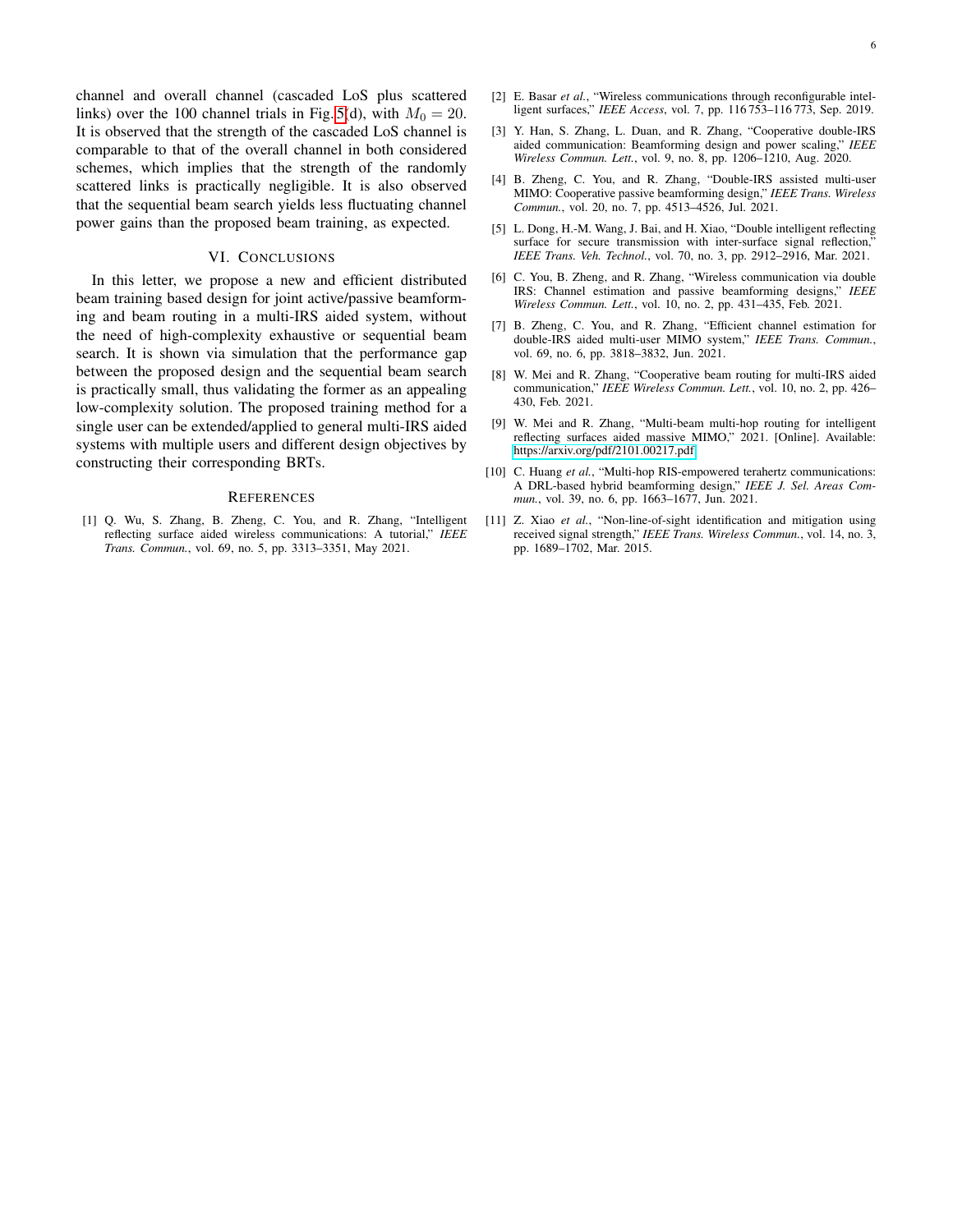channel and overall channel (cascaded LoS plus scattered links) over the 100 channel trials in Fig. 5(d), with $M_0 = 20$. It is observed that the strength of the cascaded LoS channel is comparable to that of the overall channel in both considered schemes, which implies that the strength of the randomly scattered links is practically negligible. It is also observed that the sequential beam search yields less fluctuating channel power gains than the proposed beam training, as expected.

## VI. Conclusions

In this letter, we propose a new and efficient distributed beam training based design for joint active/passive beamforming and beam routing in a multi-IRS aided system, without the need of high-complexity exhaustive or sequential beam search. It is shown via simulation that the performance gap between the proposed design and the sequential beam search is practically small, thus validating the former as an appealing low-complexity solution. The proposed training method for a single user can be extended/applied to general multi-IRS aided systems with multiple users and different design objectives by constructing their corresponding BRTs.

## References

[1] Q. Wu, S. Zhang, B. Zheng, C. You, and R. Zhang, "Intelligent reflecting surface aided wireless communications: A tutorial," *IEEE Trans. Commun.*, vol. 69, no. 5, pp. 3313–3351, May 2021.

[2] E. Basar *et al.*, "Wireless communications through reconfigurable intelligent surfaces," *IEEE Access*, vol. 7, pp. 116 753–116 773, Sep. 2019.

[3] Y. Han, S. Zhang, L. Duan, and R. Zhang, "Cooperative double-IRS aided communication: Beamforming design and power scaling," *IEEE Wireless Commun. Lett.*, vol. 9, no. 8, pp. 1206–1210, Aug. 2020.

[4] B. Zheng, C. You, and R. Zhang, "Double-IRS assisted multi-user MIMO: Cooperative passive beamforming design," *IEEE Trans. Wireless Commun.*, vol. 20, no. 7, pp. 4513–4526, Jul. 2021.

[5] L. Dong, H.-M. Wang, J. Bai, and H. Xiao, "Double intelligent reflecting surface for secure transmission with inter-surface signal reflection," *IEEE Trans. Veh. Technol.*, vol. 70, no. 3, pp. 2912–2916, Mar. 2021.

[6] C. You, B. Zheng, and R. Zhang, "Wireless communication via double IRS: Channel estimation and passive beamforming designs," *IEEE Wireless Commun. Lett.*, vol. 10, no. 2, pp. 431–435, Feb. 2021.

[7] B. Zheng, C. You, and R. Zhang, "Efficient channel estimation for double-IRS aided multi-user MIMO system," *IEEE Trans. Commun.*, vol. 69, no. 6, pp. 3818–3832, Jun. 2021.

[8] W. Mei and R. Zhang, "Cooperative beam routing for multi-IRS aided communication," *IEEE Wireless Commun. Lett.*, vol. 10, no. 2, pp. 426–430, Feb. 2021.

[9] W. Mei and R. Zhang, "Multi-beam multi-hop routing for intelligent reflecting surfaces aided massive MIMO," 2021. [Online]. Available: https://arxiv.org/pdf/2101.00217.pdf

[10] C. Huang *et al.*, "Multi-hop RIS-empowered terahertz communications: A DRL-based hybrid beamforming design," *IEEE J. Sel. Areas Commun.*, vol. 39, no. 6, pp. 1663–1677, Jun. 2021.

[11] Z. Xiao *et al.*, "Non-line-of-sight identification and mitigation using received signal strength," *IEEE Trans. Wireless Commun.*, vol. 14, no. 3, pp. 1689–1702, Mar. 2015.